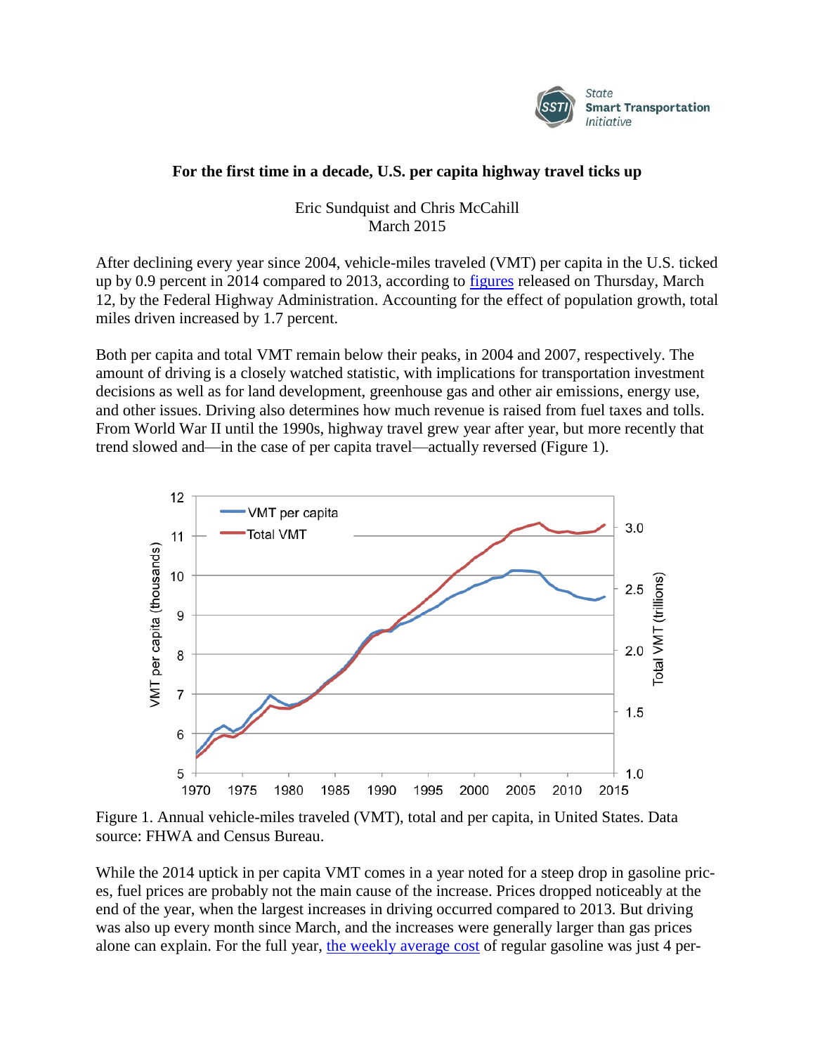State Smart Transportation Initiative

# For the first time in a decade, U.S. per capita highway travel ticks up

Eric Sundquist and Chris McCahill
March 2015

After declining every year since 2004, vehicle-miles traveled (VMT) per capita in the U.S. ticked up by 0.9 percent in 2014 compared to 2013, according to [figures](#) released on Thursday, March 12, by the Federal Highway Administration. Accounting for the effect of population growth, total miles driven increased by 1.7 percent.

Both per capita and total VMT remain below their peaks, in 2004 and 2007, respectively. The amount of driving is a closely watched statistic, with implications for transportation investment decisions as well as for land development, greenhouse gas and other air emissions, energy use, and other issues. Driving also determines how much revenue is raised from fuel taxes and tolls. From World War II until the 1990s, highway travel grew year after year, but more recently that trend slowed and—in the case of per capita travel—actually reversed (Figure 1).

Figure 1. Annual vehicle-miles traveled (VMT), total and per capita, in United States. Data source: FHWA and Census Bureau.

While the 2014 uptick in per capita VMT comes in a year noted for a steep drop in gasoline prices, fuel prices are probably not the main cause of the increase. Prices dropped noticeably at the end of the year, when the largest increases in driving occurred compared to 2013. But driving was also up every month since March, and the increases were generally larger than gas prices alone can explain. For the full year, [the weekly average cost](#) of regular gasoline was just 4 per-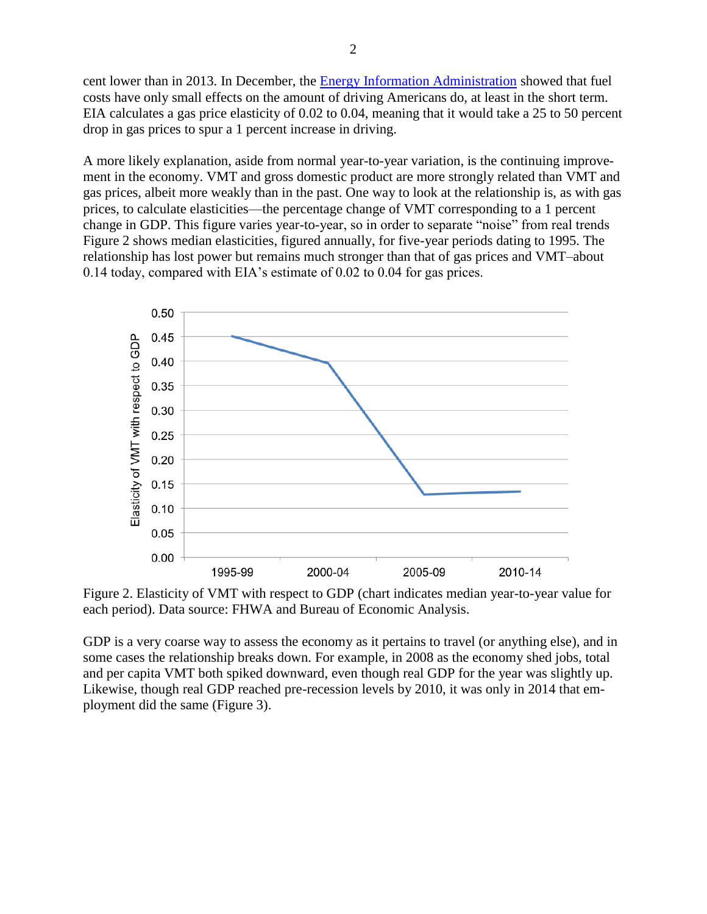cent lower than in 2013. In December, the [Energy Information Administration] showed that fuel costs have only small effects on the amount of driving Americans do, at least in the short term. EIA calculates a gas price elasticity of 0.02 to 0.04, meaning that it would take a 25 to 50 percent drop in gas prices to spur a 1 percent increase in driving.

A more likely explanation, aside from normal year-to-year variation, is the continuing improvement in the economy. VMT and gross domestic product are more strongly related than VMT and gas prices, albeit more weakly than in the past. One way to look at the relationship is, as with gas prices, to calculate elasticities—the percentage change of VMT corresponding to a 1 percent change in GDP. This figure varies year-to-year, so in order to separate "noise" from real trends Figure 2 shows median elasticities, figured annually, for five-year periods dating to 1995. The relationship has lost power but remains much stronger than that of gas prices and VMT–about 0.14 today, compared with EIA's estimate of 0.02 to 0.04 for gas prices.

Figure 2. Elasticity of VMT with respect to GDP (chart indicates median year-to-year value for each period). Data source: FHWA and Bureau of Economic Analysis.

GDP is a very coarse way to assess the economy as it pertains to travel (or anything else), and in some cases the relationship breaks down. For example, in 2008 as the economy shed jobs, total and per capita VMT both spiked downward, even though real GDP for the year was slightly up. Likewise, though real GDP reached pre-recession levels by 2010, it was only in 2014 that employment did the same (Figure 3).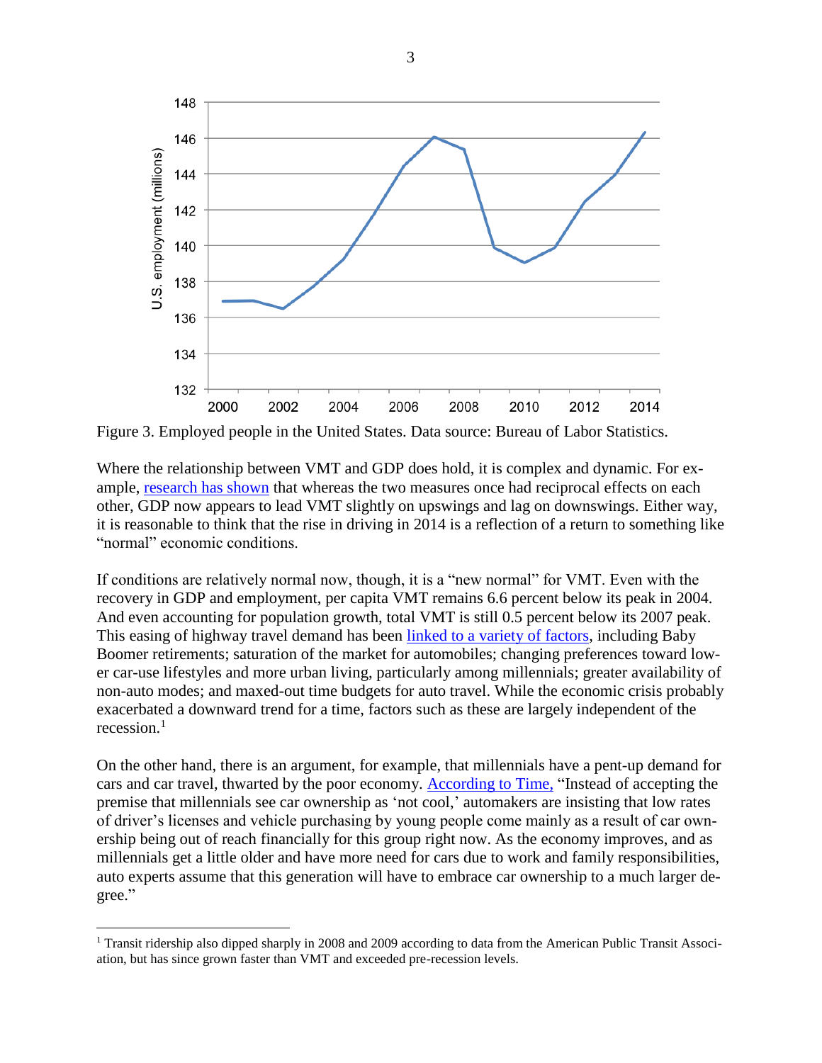Figure 3. Employed people in the United States. Data source: Bureau of Labor Statistics.

Where the relationship between VMT and GDP does hold, it is complex and dynamic. For example, research has shown that whereas the two measures once had reciprocal effects on each other, GDP now appears to lead VMT slightly on upswings and lag on downswings. Either way, it is reasonable to think that the rise in driving in 2014 is a reflection of a return to something like "normal" economic conditions.

If conditions are relatively normal now, though, it is a "new normal" for VMT. Even with the recovery in GDP and employment, per capita VMT remains 6.6 percent below its peak in 2004. And even accounting for population growth, total VMT is still 0.5 percent below its 2007 peak. This easing of highway travel demand has been linked to a variety of factors, including Baby Boomer retirements; saturation of the market for automobiles; changing preferences toward lower car-use lifestyles and more urban living, particularly among millennials; greater availability of non-auto modes; and maxed-out time budgets for auto travel. While the economic crisis probably exacerbated a downward trend for a time, factors such as these are largely independent of the recession.[1]

On the other hand, there is an argument, for example, that millennials have a pent-up demand for cars and car travel, thwarted by the poor economy. According to Time, "Instead of accepting the premise that millennials see car ownership as 'not cool,' automakers are insisting that low rates of driver's licenses and vehicle purchasing by young people come mainly as a result of car ownership being out of reach financially for this group right now. As the economy improves, and as millennials get a little older and have more need for cars due to work and family responsibilities, auto experts assume that this generation will have to embrace car ownership to a much larger degree."

[1] Transit ridership also dipped sharply in 2008 and 2009 according to data from the American Public Transit Association, but has since grown faster than VMT and exceeded pre-recession levels.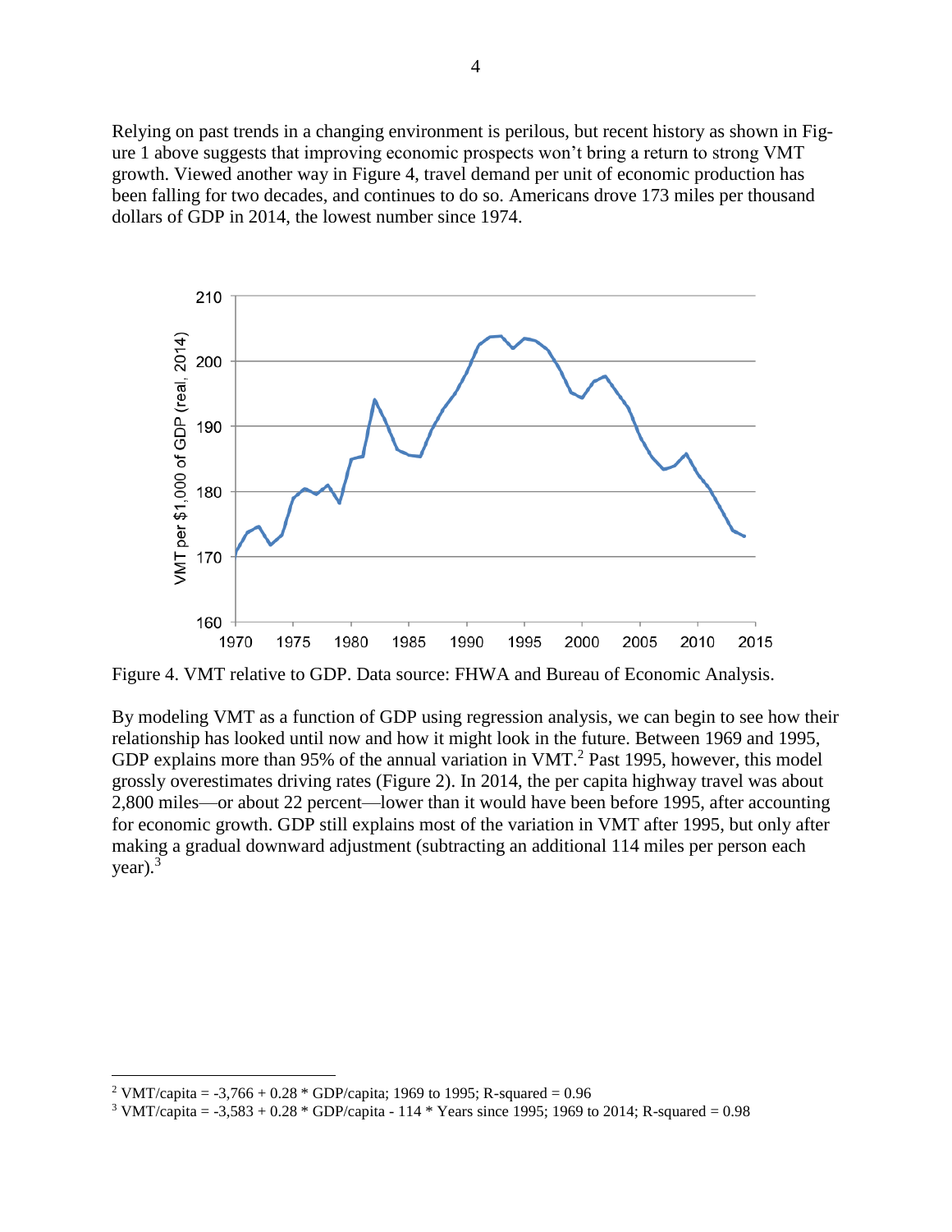Relying on past trends in a changing environment is perilous, but recent history as shown in Figure 1 above suggests that improving economic prospects won't bring a return to strong VMT growth. Viewed another way in Figure 4, travel demand per unit of economic production has been falling for two decades, and continues to do so. Americans drove 173 miles per thousand dollars of GDP in 2014, the lowest number since 1974.

Figure 4. VMT relative to GDP. Data source: FHWA and Bureau of Economic Analysis.

By modeling VMT as a function of GDP using regression analysis, we can begin to see how their relationship has looked until now and how it might look in the future. Between 1969 and 1995, GDP explains more than 95% of the annual variation in VMT.[2] Past 1995, however, this model grossly overestimates driving rates (Figure 2). In 2014, the per capita highway travel was about 2,800 miles—or about 22 percent—lower than it would have been before 1995, after accounting for economic growth. GDP still explains most of the variation in VMT after 1995, but only after making a gradual downward adjustment (subtracting an additional 114 miles per person each year).[3]

---

[2] VMT/capita = -3,766 + 0.28 * GDP/capita; 1969 to 1995; R-squared = 0.96

[3] VMT/capita = -3,583 + 0.28 * GDP/capita - 114 * Years since 1995; 1969 to 2014; R-squared = 0.98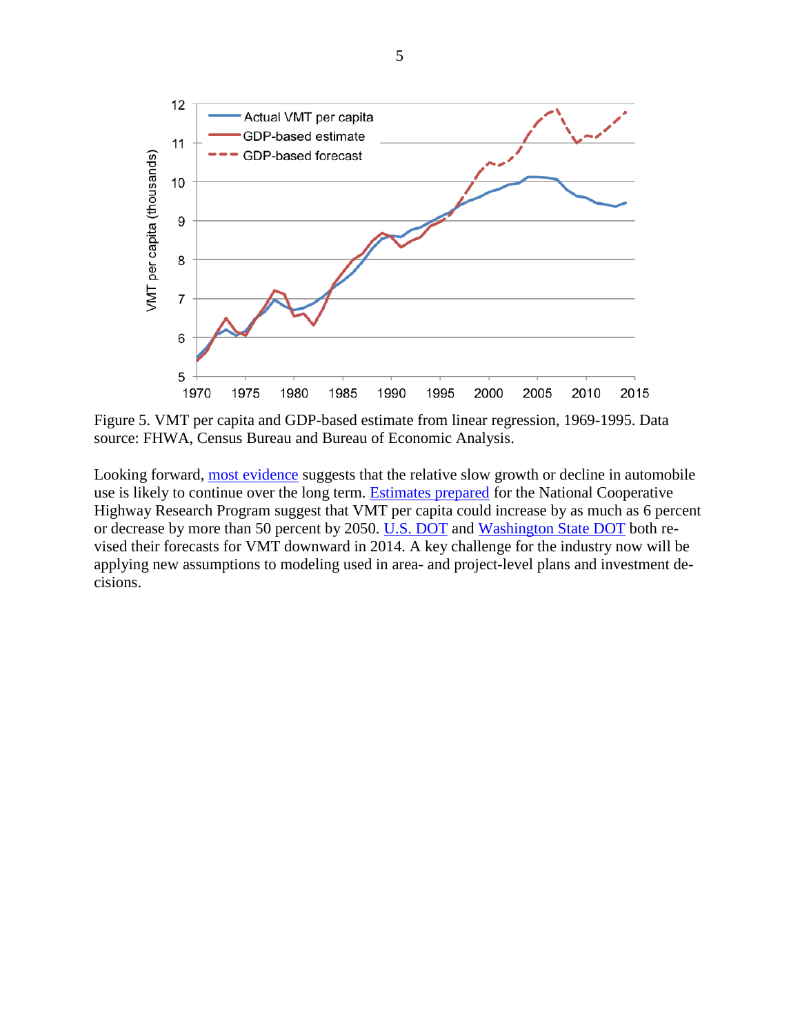12
11
10
9
8
7
6
5

VMT per capita (thousands)

1970 1975 1980 1985 1990 1995 2000 2005 2010 2015

Actual VMT per capita
GDP-based estimate
GDP-based forecast

Figure 5. VMT per capita and GDP-based estimate from linear regression, 1969-1995. Data source: FHWA, Census Bureau and Bureau of Economic Analysis.

Looking forward, most evidence suggests that the relative slow growth or decline in automobile use is likely to continue over the long term. Estimates prepared for the National Cooperative Highway Research Program suggest that VMT per capita could increase by as much as 6 percent or decrease by more than 50 percent by 2050. U.S. DOT and Washington State DOT both revised their forecasts for VMT downward in 2014. A key challenge for the industry now will be applying new assumptions to modeling used in area- and project-level plans and investment decisions.